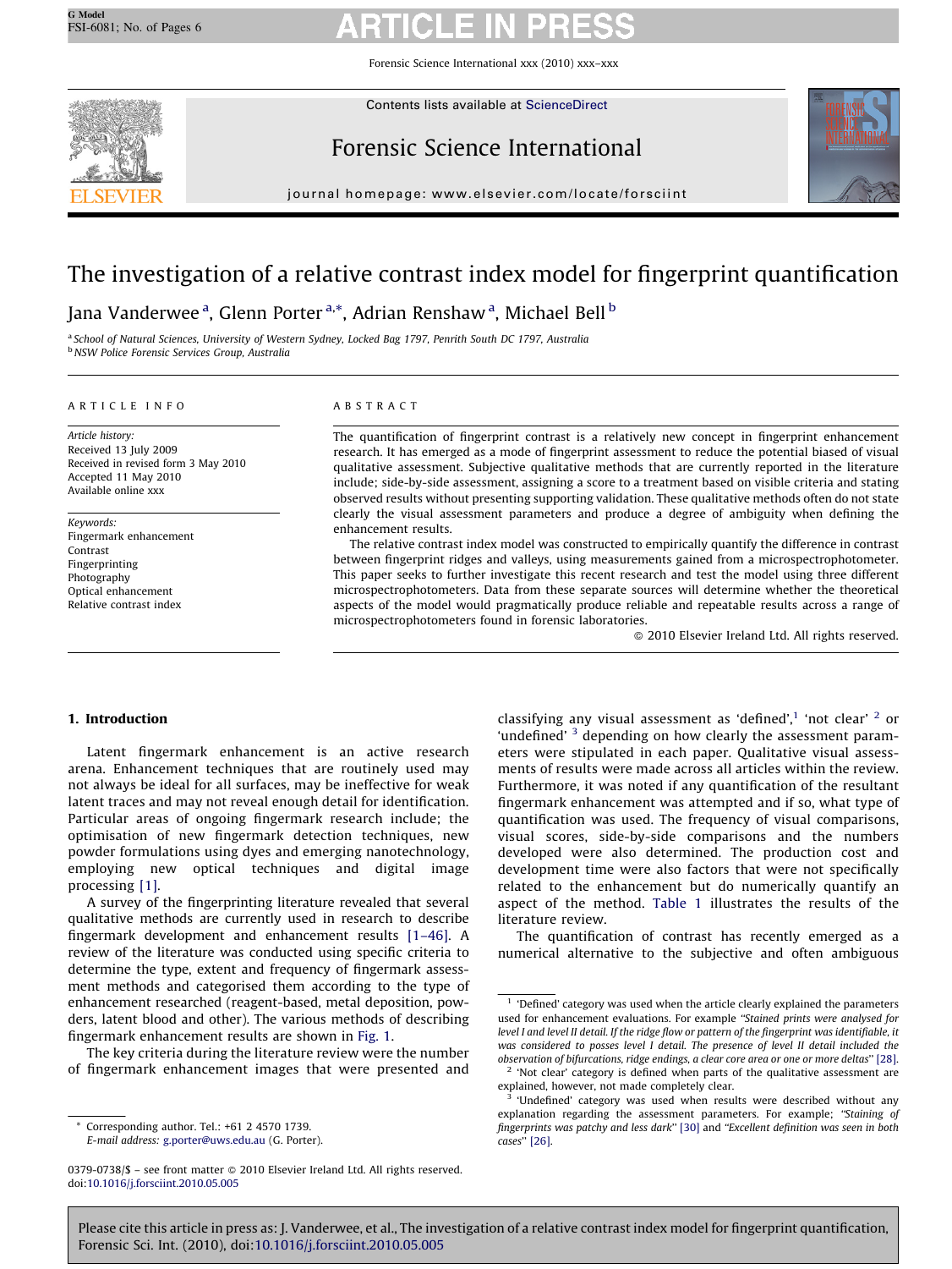# The investigation of a relative contrast index model for fingerprint quantification

Jana Vanderwee [a], Glenn Porter [a,*], Adrian Renshaw [a], Michael Bell [b]

[a] School of Natural Sciences, University of Western Sydney, Locked Bag 1797, Penrith South DC 1797, Australia
[b] NSW Police Forensic Services Group, Australia

## ARTICLE INFO

*Article history:*
Received 13 July 2009
Received in revised form 3 May 2010
Accepted 11 May 2010
Available online xxx

*Keywords:*
Fingermark enhancement
Contrast
Fingerprinting
Photography
Optical enhancement
Relative contrast index

## ABSTRACT

The quantification of fingerprint contrast is a relatively new concept in fingerprint enhancement research. It has emerged as a mode of fingerprint assessment to reduce the potential biased of visual qualitative assessment. Subjective qualitative methods that are currently reported in the literature include; side-by-side assessment, assigning a score to a treatment based on visible criteria and stating observed results without presenting supporting validation. These qualitative methods often do not state clearly the visual assessment parameters and produce a degree of ambiguity when defining the enhancement results.

The relative contrast index model was constructed to empirically quantify the difference in contrast between fingerprint ridges and valleys, using measurements gained from a microspectrophotometer. This paper seeks to further investigate this recent research and test the model using three different microspectrophotometers. Data from these separate sources will determine whether the theoretical aspects of the model would pragmatically produce reliable and repeatable results across a range of microspectrophotometers found in forensic laboratories.

© 2010 Elsevier Ireland Ltd. All rights reserved.

## 1. Introduction

Latent fingermark enhancement is an active research arena. Enhancement techniques that are routinely used may not always be ideal for all surfaces, may be ineffective for weak latent traces and may not reveal enough detail for identification. Particular areas of ongoing fingermark research include; the optimisation of new fingermark detection techniques, new powder formulations using dyes and emerging nanotechnology, employing new optical techniques and digital image processing [1].

A survey of the fingerprinting literature revealed that several qualitative methods are currently used in research to describe fingermark development and enhancement results [1–46]. A review of the literature was conducted using specific criteria to determine the type, extent and frequency of fingermark assessment methods and categorised them according to the type of enhancement researched (reagent-based, metal deposition, powders, latent blood and other). The various methods of describing fingermark enhancement results are shown in Fig. 1.

The key criteria during the literature review were the number of fingermark enhancement images that were presented and classifying any visual assessment as 'defined',[1] 'not clear' [2] or 'undefined' [3] depending on how clearly the assessment parameters were stipulated in each paper. Qualitative visual assessments of results were made across all articles within the review. Furthermore, it was noted if any quantification of the resultant fingermark enhancement was attempted and if so, what type of quantification was used. The frequency of visual comparisons, visual scores, side-by-side comparisons and the numbers developed were also determined. The production cost and development time were also factors that were not specifically related to the enhancement but do numerically quantify an aspect of the method. Table 1 illustrates the results of the literature review.

The quantification of contrast has recently emerged as a numerical alternative to the subjective and often ambiguous

---

[1] 'Defined' category was used when the article clearly explained the parameters used for enhancement evaluations. For example *"Stained prints were analysed for level I and level II detail. If the ridge flow or pattern of the fingerprint was identifiable, it was considered to posses level I detail. The presence of level II detail included the observation of bifurcations, ridge endings, a clear core area or one or more deltas"* [28].

[2] 'Not clear' category is defined when parts of the qualitative assessment are explained, however, not made completely clear.

[3] 'Undefined' category was used when results were described without any explanation regarding the assessment parameters. For example; *"Staining of fingerprints was patchy and less dark"* [30] and *"Excellent definition was seen in both cases"* [26].

\* Corresponding author. Tel.: +61 2 4570 1739.
*E-mail address:* g.porter@uws.edu.au (G. Porter).

0379-0738/$ – see front matter © 2010 Elsevier Ireland Ltd. All rights reserved.
doi:10.1016/j.forsciint.2010.05.005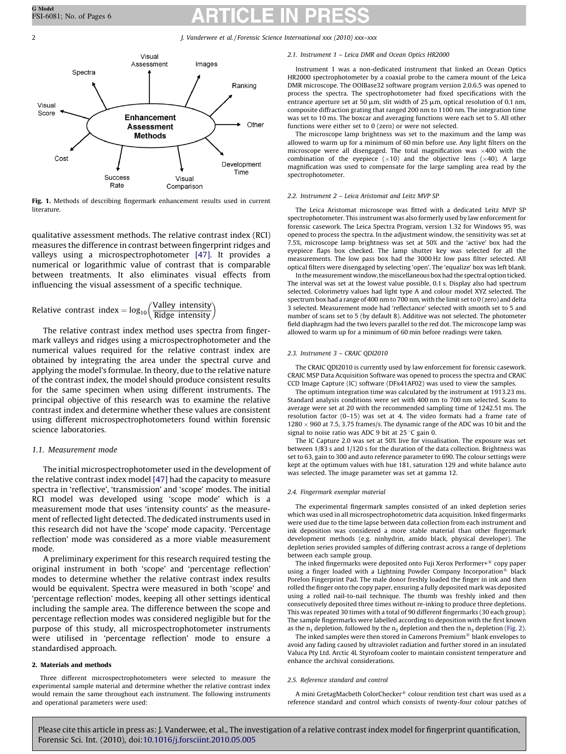Fig. 1. Methods of describing fingermark enhancement results used in current literature.

qualitative assessment methods. The relative contrast index (RCI) measures the difference in contrast between fingerprint ridges and valleys using a microspectrophotometer [47]. It provides a numerical or logarithmic value of contrast that is comparable between treatments. It also eliminates visual effects from influencing the visual assessment of a specific technique.

$$\text{Relative contrast index} = \log_{10}\left(\frac{\text{Valley intensity}}{\text{Ridge intensity}}\right)$$

The relative contrast index method uses spectra from fingermark valleys and ridges using a microspectrophotometer and the numerical values required for the relative contrast index are obtained by integrating the area under the spectral curve and applying the model's formulae. In theory, due to the relative nature of the contrast index, the model should produce consistent results for the same specimen when using different instruments. The principal objective of this research was to examine the relative contrast index and determine whether these values are consistent using different microspectrophotometers found within forensic science laboratories.

### 1.1. Measurement mode

The initial microspectrophotometer used in the development of the relative contrast index model [47] had the capacity to measure spectra in 'reflective', 'transmission' and 'scope' modes. The initial RCI model was developed using 'scope mode' which is a measurement mode that uses 'intensity counts' as the measurement of reflected light detected. The dedicated instruments used in this research did not have the 'scope' mode capacity. 'Percentage reflection' mode was considered as a more viable measurement mode.

A preliminary experiment for this research required testing the original instrument in both 'scope' and 'percentage reflection' modes to determine whether the relative contrast index results would be equivalent. Spectra were measured in both 'scope' and 'percentage reflection' modes, keeping all other settings identical including the sample area. The difference between the scope and percentage reflection modes was considered negligible but for the purpose of this study, all microspectrophotometer instruments were utilised in 'percentage reflection' mode to ensure a standardised approach.

## 2. Materials and methods

Three different microspectrophotometers were selected to measure the experimental sample material and determine whether the relative contrast index would remain the same throughout each instrument. The following instruments and operational parameters were used:

### 2.1. Instrument 1 – Leica DMR and Ocean Optics HR2000

Instrument 1 was a non-dedicated instrument that linked an Ocean Optics HR2000 spectrophotometer by a coaxial probe to the camera mount of the Leica DMR microscope. The OOIBase32 software program version 2.0.6.5 was opened to process the spectra. The spectrophotometer had fixed specifications with the entrance aperture set at 50 μm, slit width of 25 μm, optical resolution of 0.1 nm, composite diffraction grating that ranged 200 nm to 1100 nm. The integration time was set to 10 ms. The boxcar and averaging functions were each set to 5. All other functions were either set to 0 (zero) or were not selected.

The microscope lamp brightness was set to the maximum and the lamp was allowed to warm up for a minimum of 60 min before use. Any light filters on the microscope were all disengaged. The total magnification was ×400 with the combination of the eyepiece (×10) and the objective lens (×40). A large magnification was used to compensate for the large sampling area read by the spectrophotometer.

### 2.2. Instrument 2 – Leica Aristomat and Leitz MVP SP

The Leica Aristomat microscope was fitted with a dedicated Leitz MVP SP spectrophotometer. This instrument was also formerly used by law enforcement for forensic casework. The Leica Spectra Program, version 1.32 for Windows 95, was opened to process the spectra. In the adjustment window, the sensitivity was set at 7.5%, microscope lamp brightness was set at 50% and the 'active' box had the eyepiece flaps box checked. The lamp shutter key was selected for all the measurements. The low pass box had the 3000 Hz low pass filter selected. All optical filters were disengaged by selecting 'open'. The 'equalize' box was left blank.

In the measurement window, the miscellaneous box had the spectral option ticked. The interval was set at the lowest value possible, 0.1 s. Display also had spectrum selected. Colorimetry values had light type A and colour model XYZ selected. The spectrum box had a range of 400 nm to 700 nm, with the limit set to 0 (zero) and delta 3 selected. Measurement mode had 'reflectance' selected with smooth set to 5 and number of scans set to 5 (by default 8). Additive was not selected. The photometer field diaphragm had the two levers parallel to the red dot. The microscope lamp was allowed to warm up for a minimum of 60 min before readings were taken.

### 2.3. Instrument 3 – CRAIC QDI2010

The CRAIC QDI2010 is currently used by law enforcement for forensic casework. CRAIC MSP Data Acquisition Software was opened to process the spectra and CRAIC CCD Image Capture (IC) software (DFx41AF02) was used to view the samples.

The optimum integration time was calculated by the instrument at 1913.23 ms. Standard analysis conditions were set with 400 nm to 700 nm selected. Scans to average were set at 20 with the recommended sampling time of 1242.51 ms. The resolution factor (0–15) was set at 4. The video formats had a frame rate of 1280 × 960 at 7.5, 3.75 frames/s. The dynamic range of the ADC was 10 bit and the signal to noise ratio was ADC 9 bit at 25 °C gain 0.

The IC Capture 2.0 was set at 50% live for visualisation. The exposure was set between 1/83 s and 1/120 s for the duration of the data collection. Brightness was set to 63, gain to 300 and auto reference parameter to 690. The colour settings were kept at the optimum values with hue 181, saturation 129 and white balance auto was selected. The image parameter was set at gamma 12.

### 2.4. Fingermark exemplar material

The experimental fingermark samples consisted of an inked depletion series which was used in all microspectrophotometric data acquisition. Inked fingermarks were used due to the time lapse between data collection from each instrument and ink deposition was considered a more stable material than other fingermark development methods (e.g. ninhydrin, amido black, physical developer). The depletion series provided samples of differing contrast across a range of depletions between each sample group.

The inked fingermarks were deposited onto Fuji Xerox Performer+® copy paper using a finger loaded with a Lightning Powder Company Incorporation® black Porelon Fingerprint Pad. The male donor freshly loaded the finger in ink and then rolled the finger onto the copy paper, ensuring a fully deposited mark was deposited using a rolled nail-to-nail technique. The thumb was freshly inked and then consecutively deposited three times without re-inking to produce three depletions. This was repeated 30 times with a total of 90 different fingermarks (30 each group). The sample fingermarks were labelled according to deposition with the first known as the $n_1$ depletion, followed by the $n_2$ depletion and then the $n_3$ depletion (Fig. 2).

The inked samples were then stored in Camerons Premium® blank envelopes to avoid any fading caused by ultraviolet radiation and further stored in an insulated Valuca Pty Ltd. Arctic 4L Styrofoam cooler to maintain consistent temperature and enhance the archival considerations.

### 2.5. Reference standard and control

A mini GretagMacbeth ColorChecker® colour rendition test chart was used as a reference standard and control which consists of twenty-four colour patches of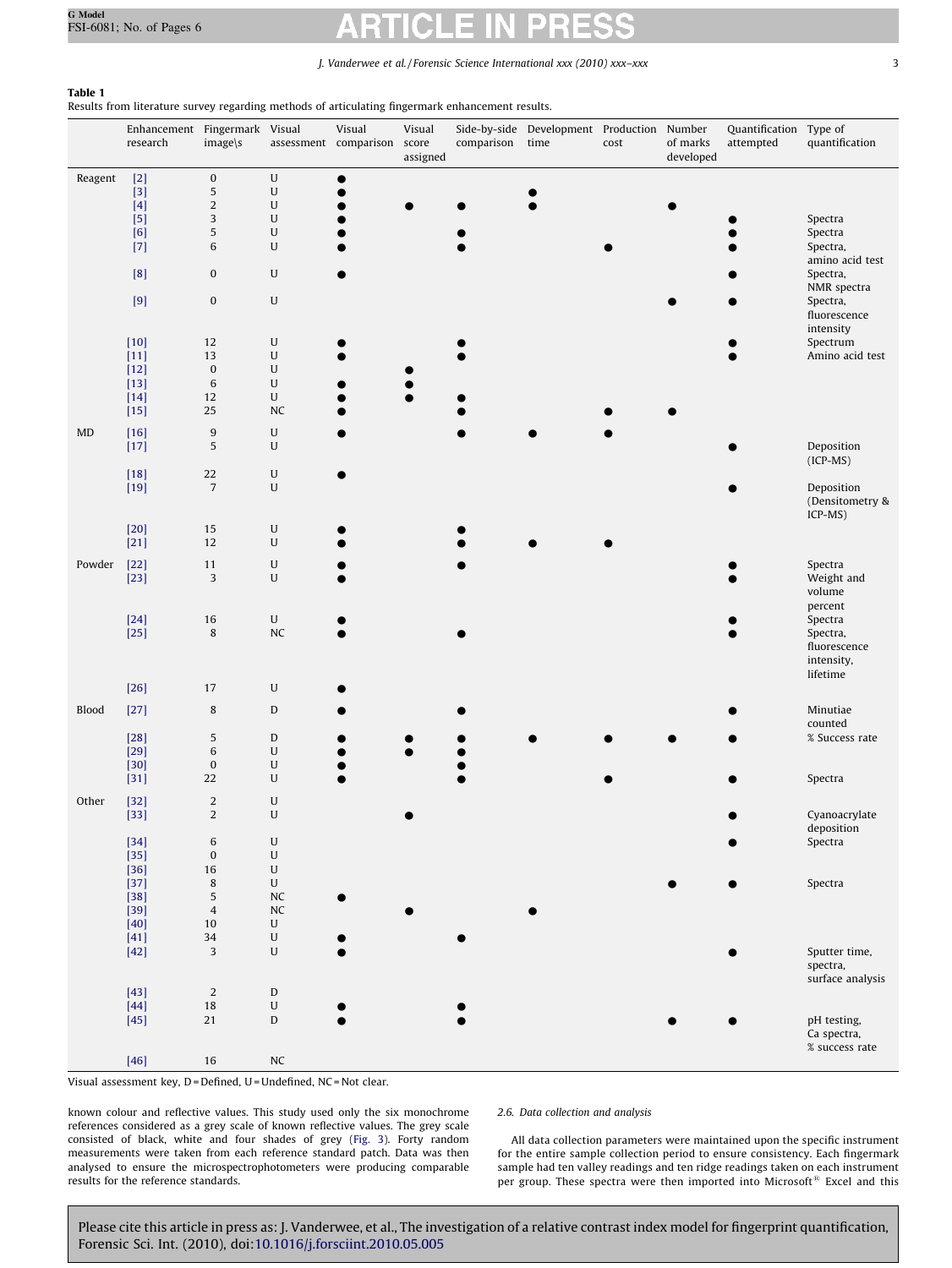**Table 1**
Results from literature survey regarding methods of articulating fingermark enhancement results.

| | Enhancement research | Fingermark image\s | Visual assessment | Visual comparison | Visual score assigned | Side-by-side comparison | Development time | Production cost | Number of marks developed | Quantification attempted | Type of quantification |
|---|---|---|---|---|---|---|---|---|---|---|---|
| Reagent | [2] | 0 | U | ● | | | | | | | |
| | [3] | 5 | U | ● | | | ● | | | | |
| | [4] | 2 | U | ● | ● | ● | ● | | ● | | |
| | [5] | 3 | U | ● | | | | | | ● | Spectra |
| | [6] | 5 | U | ● | | ● | | | | ● | Spectra |
| | [7] | 6 | U | ● | | ● | | ● | | ● | Spectra, amino acid test |
| | [8] | 0 | U | ● | | | | | | ● | Spectra, NMR spectra |
| | [9] | 0 | U | | | | | | ● | ● | Spectra, fluorescence intensity |
| | [10] | 12 | U | ● | | ● | | | | ● | Spectrum |
| | [11] | 13 | U | ● | | ● | | | | ● | Amino acid test |
| | [12] | 0 | U | | ● | | | | | | |
| | [13] | 6 | U | ● | ● | | | | | | |
| | [14] | 12 | U | ● | ● | ● | | | | | |
| | [15] | 25 | NC | ● | | ● | | ● | ● | | |
| MD | [16] | 9 | U | ● | | ● | ● | ● | | | |
| | [17] | 5 | U | | | | | | | ● | Deposition (ICP-MS) |
| | [18] | 22 | U | ● | | | | | | | |
| | [19] | 7 | U | | | | | | | ● | Deposition (Densitometry & ICP-MS) |
| | [20] | 15 | U | ● | | ● | | | | | |
| | [21] | 12 | U | ● | | ● | ● | ● | | | |
| Powder | [22] | 11 | U | ● | | ● | | | | ● | Spectra |
| | [23] | 3 | U | ● | | | | | | ● | Weight and volume percent |
| | [24] | 16 | U | ● | | | | | | ● | Spectra |
| | [25] | 8 | NC | ● | | ● | | | | ● | Spectra, fluorescence intensity, lifetime |
| | [26] | 17 | U | ● | | | | | | | |
| Blood | [27] | 8 | D | ● | | ● | | | | ● | Minutiae counted |
| | [28] | 5 | D | ● | ● | ● | ● | ● | ● | ● | % Success rate |
| | [29] | 6 | U | ● | ● | ● | | | | | |
| | [30] | 0 | U | ● | | ● | | | | | |
| | [31] | 22 | U | ● | | ● | | ● | | ● | Spectra |
| Other | [32] | 2 | U | | | | | | | | |
| | [33] | 2 | U | | ● | | | | | ● | Cyanoacrylate deposition |
| | [34] | 6 | U | | | | | | | ● | Spectra |
| | [35] | 0 | U | | | | | | | | |
| | [36] | 16 | U | | | | | | | | |
| | [37] | 8 | U | | | | | | ● | ● | Spectra |
| | [38] | 5 | NC | ● | | | | | | | |
| | [39] | 4 | NC | | ● | | ● | | | | |
| | [40] | 10 | U | | | | | | | | |
| | [41] | 34 | U | ● | | ● | | | | | |
| | [42] | 3 | U | ● | | | | | | ● | Sputter time, spectra, surface analysis |
| | [43] | 2 | D | | | | | | | | |
| | [44] | 18 | U | ● | | ● | | | | | |
| | [45] | 21 | D | ● | | ● | | | ● | ● | pH testing, Ca spectra, % success rate |
| | [46] | 16 | NC | | | | | | | | |

Visual assessment key, D = Defined, U = Undefined, NC = Not clear.

known colour and reflective values. This study used only the six monochrome references considered as a grey scale of known reflective values. The grey scale consisted of black, white and four shades of grey (Fig. 3). Forty random measurements were taken from each reference standard patch. Data was then analysed to ensure the microspectrophotometers were producing comparable results for the reference standards.

### 2.6. Data collection and analysis

All data collection parameters were maintained upon the specific instrument for the entire sample collection period to ensure consistency. Each fingermark sample had ten valley readings and ten ridge readings taken on each instrument per group. These spectra were then imported into Microsoft® Excel and this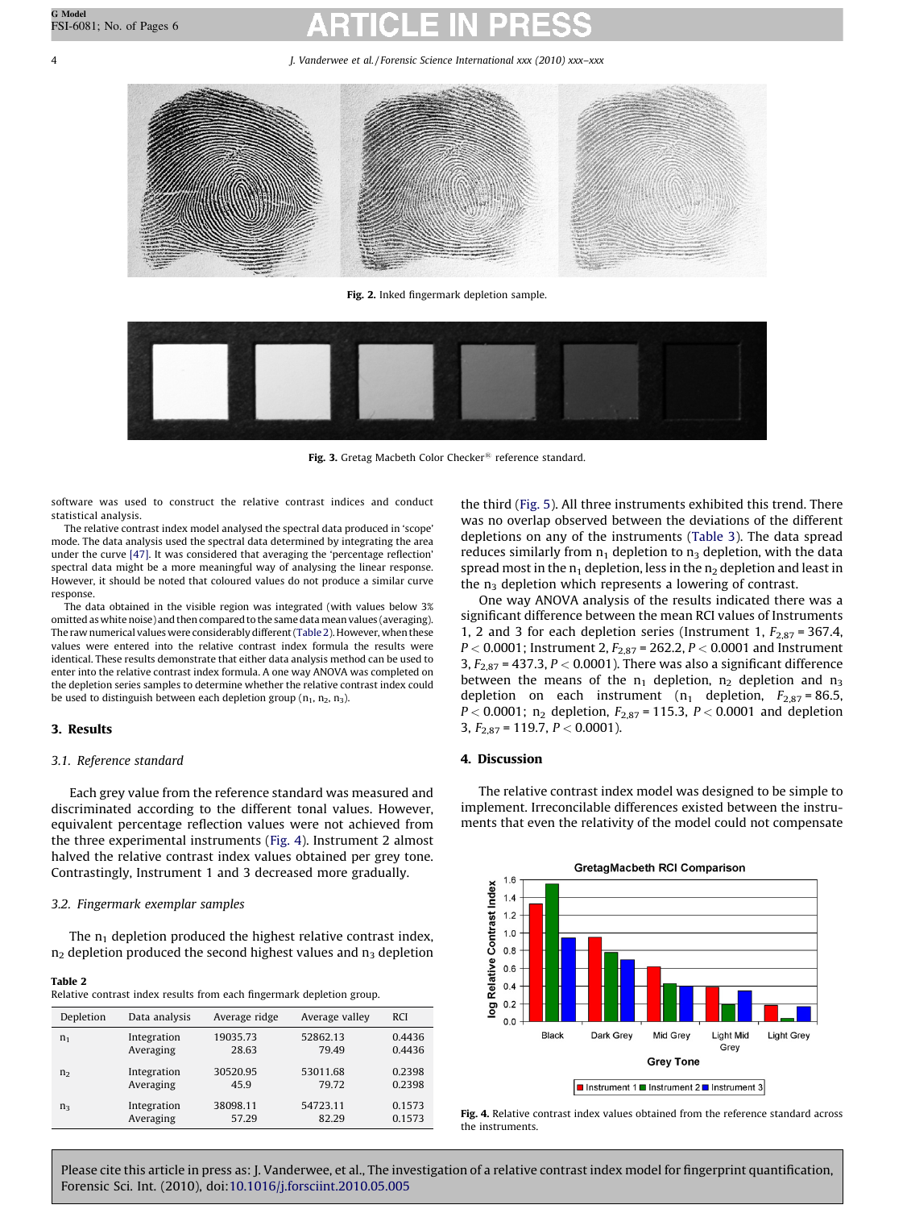Fig. 2. Inked fingermark depletion sample.

Fig. 3. Gretag Macbeth Color Checker® reference standard.

software was used to construct the relative contrast indices and conduct statistical analysis.

The relative contrast index model analysed the spectral data produced in 'scope' mode. The data analysis used the spectral data determined by integrating the area under the curve [47]. It was considered that averaging the 'percentage reflection' spectral data might be a more meaningful way of analysing the linear response. However, it should be noted that coloured values do not produce a similar curve response.

The data obtained in the visible region was integrated (with values below 3% omitted as white noise) and then compared to the same data mean values (averaging). The raw numerical values were considerably different (Table 2). However, when these values were entered into the relative contrast index formula the results were identical. These results demonstrate that either data analysis method can be used to enter into the relative contrast index formula. A one way ANOVA was completed on the depletion series samples to determine whether the relative contrast index could be used to distinguish between each depletion group ($n_1$, $n_2$, $n_3$).

## 3. Results

### 3.1. Reference standard

Each grey value from the reference standard was measured and discriminated according to the different tonal values. However, equivalent percentage reflection values were not achieved from the three experimental instruments (Fig. 4). Instrument 2 almost halved the relative contrast index values obtained per grey tone. Contrastingly, Instrument 1 and 3 decreased more gradually.

### 3.2. Fingermark exemplar samples

The $n_1$ depletion produced the highest relative contrast index, $n_2$ depletion produced the second highest values and $n_3$ depletion the third (Fig. 5). All three instruments exhibited this trend. There was no overlap observed between the deviations of the different depletions on any of the instruments (Table 3). The data spread reduces similarly from $n_1$ depletion to $n_3$ depletion, with the data spread most in the $n_1$ depletion, less in the $n_2$ depletion and least in the $n_3$ depletion which represents a lowering of contrast.

One way ANOVA analysis of the results indicated there was a significant difference between the mean RCI values of Instruments 1, 2 and 3 for each depletion series (Instrument 1, $F_{2,87} = 367.4$, $P < 0.0001$; Instrument 2, $F_{2,87} = 262.2$, $P < 0.0001$ and Instrument 3, $F_{2,87} = 437.3$, $P < 0.0001$). There was also a significant difference between the means of the $n_1$ depletion, $n_2$ depletion and $n_3$ depletion on each instrument ($n_1$ depletion, $F_{2,87} = 86.5$, $P < 0.0001$; $n_2$ depletion, $F_{2,87} = 115.3$, $P < 0.0001$ and depletion 3, $F_{2,87} = 119.7$, $P < 0.0001$).

**Table 2**
Relative contrast index results from each fingermark depletion group.

| Depletion | Data analysis | Average ridge | Average valley | RCI |
|---|---|---|---|---|
| $n_1$ | Integration | 19035.73 | 52862.13 | 0.4436 |
| | Averaging | 28.63 | 79.49 | 0.4436 |
| $n_2$ | Integration | 30520.95 | 53011.68 | 0.2398 |
| | Averaging | 45.9 | 79.72 | 0.2398 |
| $n_3$ | Integration | 38098.11 | 54723.11 | 0.1573 |
| | Averaging | 57.29 | 82.29 | 0.1573 |

## 4. Discussion

The relative contrast index model was designed to be simple to implement. Irreconcilable differences existed between the instruments that even the relativity of the model could not compensate

Fig. 4. Relative contrast index values obtained from the reference standard across the instruments.

Please cite this article in press as: J. Vanderwee, et al., The investigation of a relative contrast index model for fingerprint quantification, Forensic Sci. Int. (2010), doi:10.1016/j.forsciint.2010.05.005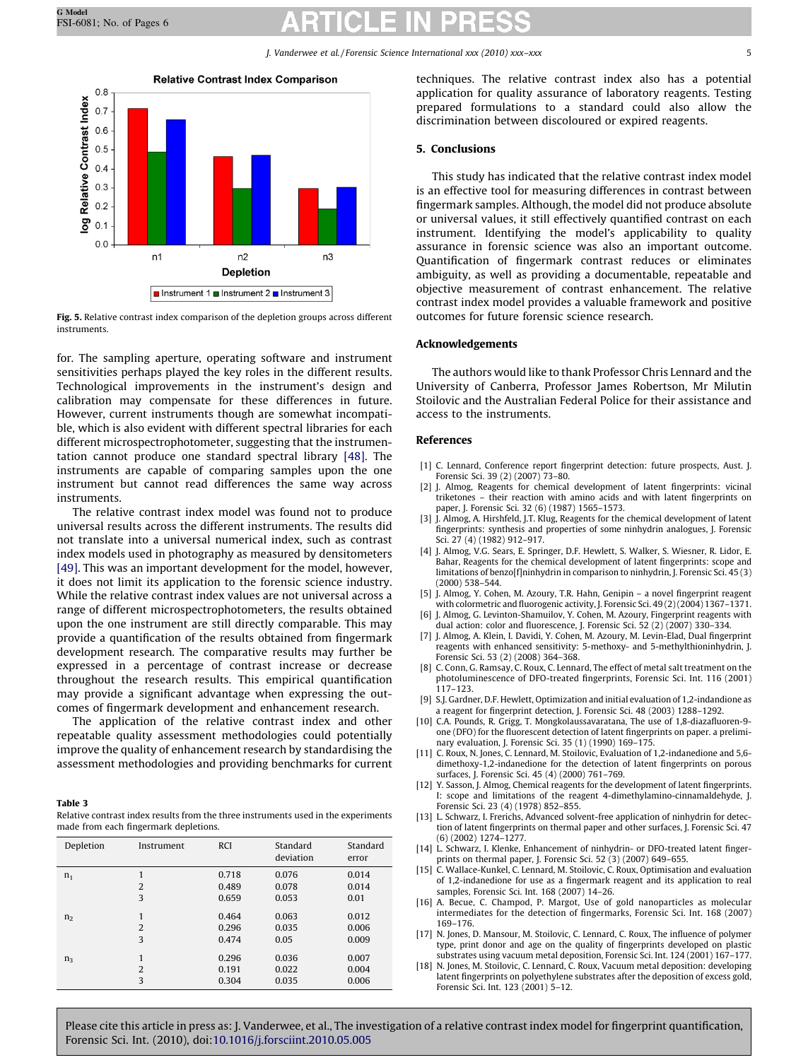Fig. 5. Relative contrast index comparison of the depletion groups across different instruments.

for. The sampling aperture, operating software and instrument sensitivities perhaps played the key roles in the different results. Technological improvements in the instrument's design and calibration may compensate for these differences in future. However, current instruments though are somewhat incompatible, which is also evident with different spectral libraries for each different microspectrophotometer, suggesting that the instrumentation cannot produce one standard spectral library [48]. The instruments are capable of comparing samples upon the one instrument but cannot read differences the same way across instruments.

The relative contrast index model was found not to produce universal results across the different instruments. The results did not translate into a universal numerical index, such as contrast index models used in photography as measured by densitometers [49]. This was an important development for the model, however, it does not limit its application to the forensic science industry. While the relative contrast index values are not universal across a range of different microspectrophotometers, the results obtained upon the one instrument are still directly comparable. This may provide a quantification of the results obtained from fingermark development research. The comparative results may further be expressed in a percentage of contrast increase or decrease throughout the research results. This empirical quantification may provide a significant advantage when expressing the outcomes of fingermark development and enhancement research.

The application of the relative contrast index and other repeatable quality assessment methodologies could potentially improve the quality of enhancement research by standardising the assessment methodologies and providing benchmarks for current techniques. The relative contrast index also has a potential application for quality assurance of laboratory reagents. Testing prepared formulations to a standard could also allow the discrimination between discoloured or expired reagents.

**Table 3**
Relative contrast index results from the three instruments used in the experiments made from each fingermark depletions.

| Depletion | Instrument | RCI | Standard deviation | Standard error |
|---|---|---|---|---|
| $n_1$ | 1 | 0.718 | 0.076 | 0.014 |
| | 2 | 0.489 | 0.078 | 0.014 |
| | 3 | 0.659 | 0.053 | 0.01 |
| $n_2$ | 1 | 0.464 | 0.063 | 0.012 |
| | 2 | 0.296 | 0.035 | 0.006 |
| | 3 | 0.474 | 0.05 | 0.009 |
| $n_3$ | 1 | 0.296 | 0.036 | 0.007 |
| | 2 | 0.191 | 0.022 | 0.004 |
| | 3 | 0.304 | 0.035 | 0.006 |

## 5. Conclusions

This study has indicated that the relative contrast index model is an effective tool for measuring differences in contrast between fingermark samples. Although, the model did not produce absolute or universal values, it still effectively quantified contrast on each instrument. Identifying the model's applicability to quality assurance in forensic science was also an important outcome. Quantification of fingermark contrast reduces or eliminates ambiguity, as well as providing a documentable, repeatable and objective measurement of contrast enhancement. The relative contrast index model provides a valuable framework and positive outcomes for future forensic science research.

## Acknowledgements

The authors would like to thank Professor Chris Lennard and the University of Canberra, Professor James Robertson, Mr Milutin Stoilovic and the Australian Federal Police for their assistance and access to the instruments.

## References

[1] C. Lennard, Conference report fingerprint detection: future prospects, Aust. J. Forensic Sci. 39 (2) (2007) 73–80.
[2] J. Almog, Reagents for chemical development of latent fingerprints: vicinal triketones – their reaction with amino acids and with latent fingerprints on paper, J. Forensic Sci. 32 (6) (1987) 1565–1573.
[3] J. Almog, A. Hirshfeld, J.T. Klug, Reagents for the chemical development of latent fingerprints: synthesis and properties of some ninhydrin analogues, J. Forensic Sci. 27 (4) (1982) 912–917.
[4] J. Almog, V.G. Sears, E. Springer, D.F. Hewlett, S. Walker, S. Wiesner, R. Lidor, E. Bahar, Reagents for the chemical development of latent fingerprints: scope and limitations of benzo[f]ninhydrin in comparison to ninhydrin, J. Forensic Sci. 45 (3) (2000) 538–544.
[5] J. Almog, Y. Cohen, M. Azoury, T.R. Hahn, Genipin – a novel fingerprint reagent with colormetric and fluorogenic activity, J. Forensic Sci. 49 (2) (2004) 1367–1371.
[6] J. Almog, G. Levinton-Shamuilov, Y. Cohen, M. Azoury, Fingerprint reagents with dual action: color and fluorescence, J. Forensic Sci. 52 (2) (2007) 330–334.
[7] J. Almog, A. Klein, I. Davidi, Y. Cohen, M. Azoury, M. Levin-Elad, Dual fingerprint reagents with enhanced sensitivity: 5-methoxy- and 5-methylthioninhydrin, J. Forensic Sci. 53 (2) (2008) 364–368.
[8] C. Conn, G. Ramsay, C. Roux, C. Lennard, The effect of metal salt treatment on the photoluminescence of DFO-treated fingerprints, Forensic Sci. Int. 116 (2001) 117–123.
[9] S.J. Gardner, D.F. Hewlett, Optimization and initial evaluation of 1,2-indandione as a reagent for fingerprint detection, J. Forensic Sci. 48 (2003) 1288–1292.
[10] C.A. Pounds, R. Grigg, T. Mongkolaussavaratana, The use of 1,8-diazafluoren-9-one (DFO) for the fluorescent detection of latent fingerprints on paper. a preliminary evaluation, J. Forensic Sci. 35 (1) (1990) 169–175.
[11] C. Roux, N. Jones, C. Lennard, M. Stoilovic, Evaluation of 1,2-indanedione and 5,6-dimethoxy-1,2-indanedione for the detection of latent fingerprints on porous surfaces, J. Forensic Sci. 45 (4) (2000) 761–769.
[12] Y. Sasson, J. Almog, Chemical reagents for the development of latent fingerprints. I: scope and limitations of the reagent 4-dimethylamino-cinnamaldehyde, J. Forensic Sci. 23 (4) (1978) 852–855.
[13] L. Schwarz, I. Frerichs, Advanced solvent-free application of ninhydrin for detection of latent fingerprints on thermal paper and other surfaces, J. Forensic Sci. 47 (6) (2002) 1274–1277.
[14] L. Schwarz, I. Klenke, Enhancement of ninhydrin- or DFO-treated latent fingerprints on thermal paper, J. Forensic Sci. 52 (3) (2007) 649–655.
[15] C. Wallace-Kunkel, C. Lennard, M. Stoilovic, C. Roux, Optimisation and evaluation of 1,2-indanedione for use as a fingermark reagent and its application to real samples, Forensic Sci. Int. 168 (2007) 14–26.
[16] A. Becue, C. Champod, P. Margot, Use of gold nanoparticles as molecular intermediates for the detection of fingermarks, Forensic Sci. Int. 168 (2007) 169–176.
[17] N. Jones, D. Mansour, M. Stoilovic, C. Lennard, C. Roux, The influence of polymer type, print donor and age on the quality of fingerprints developed on plastic substrates using vacuum metal deposition, Forensic Sci. Int. 124 (2001) 167–177.
[18] N. Jones, M. Stoilovic, C. Lennard, C. Roux, Vacuum metal deposition: developing latent fingerprints on polyethylene substrates after the deposition of excess gold, Forensic Sci. Int. 123 (2001) 5–12.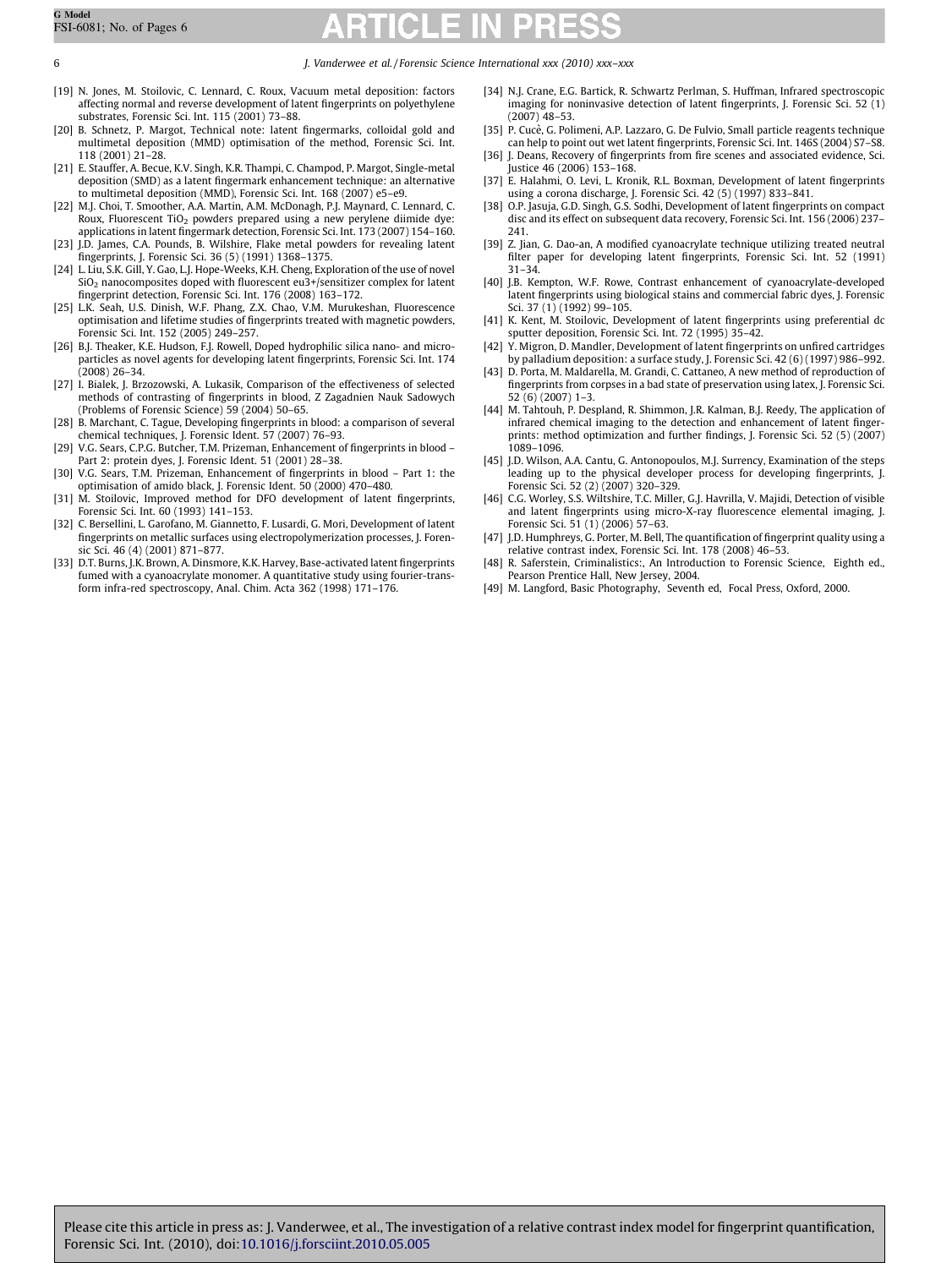[19] N. Jones, M. Stoilovic, C. Lennard, C. Roux, Vacuum metal deposition: factors affecting normal and reverse development of latent fingerprints on polyethylene substrates, Forensic Sci. Int. 115 (2001) 73–88.

[20] B. Schnetz, P. Margot, Technical note: latent fingermarks, colloidal gold and multimetal deposition (MMD) optimisation of the method, Forensic Sci. Int. 118 (2001) 21–28.

[21] E. Stauffer, A. Becue, K.V. Singh, K.R. Thampi, C. Champod, P. Margot, Single-metal deposition (SMD) as a latent fingermark enhancement technique: an alternative to multimetal deposition (MMD), Forensic Sci. Int. 168 (2007) e5–e9.

[22] M.J. Choi, T. Smoother, A.A. Martin, A.M. McDonagh, P.J. Maynard, C. Lennard, C. Roux, Fluorescent $TiO_2$ powders prepared using a new perylene diimide dye: applications in latent fingermark detection, Forensic Sci. Int. 173 (2007) 154–160.

[23] J.D. James, C.A. Pounds, B. Wilshire, Flake metal powders for revealing latent fingerprints, J. Forensic Sci. 36 (5) (1991) 1368–1375.

[24] L. Liu, S.K. Gill, Y. Gao, L.J. Hope-Weeks, K.H. Cheng, Exploration of the use of novel $SiO_2$ nanocomposites doped with fluorescent eu3+/sensitizer complex for latent fingerprint detection, Forensic Sci. Int. 176 (2008) 163–172.

[25] L.K. Seah, U.S. Dinish, W.F. Phang, Z.X. Chao, V.M. Murukeshan, Fluorescence optimisation and lifetime studies of fingerprints treated with magnetic powders, Forensic Sci. Int. 152 (2005) 249–257.

[26] B.J. Theaker, K.E. Hudson, F.J. Rowell, Doped hydrophilic silica nano- and microparticles as novel agents for developing latent fingerprints, Forensic Sci. Int. 174 (2008) 26–34.

[27] I. Bialek, J. Brzozowski, A. Lukasik, Comparison of the effectiveness of selected methods of contrasting of fingerprints in blood, Z Zagadnien Nauk Sadowych (Problems of Forensic Science) 59 (2004) 50–65.

[28] B. Marchant, C. Tague, Developing fingerprints in blood: a comparison of several chemical techniques, J. Forensic Ident. 57 (2007) 76–93.

[29] V.G. Sears, C.P.G. Butcher, T.M. Prizeman, Enhancement of fingerprints in blood – Part 2: protein dyes, J. Forensic Ident. 51 (2001) 28–38.

[30] V.G. Sears, T.M. Prizeman, Enhancement of fingerprints in blood – Part 1: the optimisation of amido black, J. Forensic Ident. 50 (2000) 470–480.

[31] M. Stoilovic, Improved method for DFO development of latent fingerprints, Forensic Sci. Int. 60 (1993) 141–153.

[32] C. Bersellini, L. Garofano, M. Giannetto, F. Lusardi, G. Mori, Development of latent fingerprints on metallic surfaces using electropolymerization processes, J. Forensic Sci. 46 (4) (2001) 871–877.

[33] D.T. Burns, J.K. Brown, A. Dinsmore, K.K. Harvey, Base-activated latent fingerprints fumed with a cyanoacrylate monomer. A quantitative study using fourier-transform infra-red spectroscopy, Anal. Chim. Acta 362 (1998) 171–176.

[34] N.J. Crane, E.G. Bartick, R. Schwartz Perlman, S. Huffman, Infrared spectroscopic imaging for noninvasive detection of latent fingerprints, J. Forensic Sci. 52 (1) (2007) 48–53.

[35] P. Cucè, G. Polimeni, A.P. Lazzaro, G. De Fulvio, Small particle reagents technique can help to point out wet latent fingerprints, Forensic Sci. Int. 146S (2004) S7–S8.

[36] J. Deans, Recovery of fingerprints from fire scenes and associated evidence, Sci. Justice 46 (2006) 153–168.

[37] E. Halahmi, O. Levi, L. Kronik, R.L. Boxman, Development of latent fingerprints using a corona discharge, J. Forensic Sci. 42 (5) (1997) 833–841.

[38] O.P. Jasuja, G.D. Singh, G.S. Sodhi, Development of latent fingerprints on compact disc and its effect on subsequent data recovery, Forensic Sci. Int. 156 (2006) 237–241.

[39] Z. Jian, G. Dao-an, A modified cyanoacrylate technique utilizing treated neutral filter paper for developing latent fingerprints, Forensic Sci. Int. 52 (1991) 31–34.

[40] J.B. Kempton, W.F. Rowe, Contrast enhancement of cyanoacrylate-developed latent fingerprints using biological stains and commercial fabric dyes, J. Forensic Sci. 37 (1) (1992) 99–105.

[41] K. Kent, M. Stoilovic, Development of latent fingerprints using preferential dc sputter deposition, Forensic Sci. Int. 72 (1995) 35–42.

[42] Y. Migron, D. Mandler, Development of latent fingerprints on unfired cartridges by palladium deposition: a surface study, J. Forensic Sci. 42 (6) (1997) 986–992.

[43] D. Porta, M. Maldarella, M. Grandi, C. Cattaneo, A new method of reproduction of fingerprints from corpses in a bad state of preservation using latex, J. Forensic Sci. 52 (6) (2007) 1–3.

[44] M. Tahtouh, P. Despland, R. Shimmon, J.R. Kalman, B.J. Reedy, The application of infrared chemical imaging to the detection and enhancement of latent fingerprints: method optimization and further findings, J. Forensic Sci. 52 (5) (2007) 1089–1096.

[45] J.D. Wilson, A.A. Cantu, G. Antonopoulos, M.J. Surrency, Examination of the steps leading up to the physical developer process for developing fingerprints, J. Forensic Sci. 52 (2) (2007) 320–329.

[46] C.G. Worley, S.S. Wiltshire, T.C. Miller, G.J. Havrilla, V. Majidi, Detection of visible and latent fingerprints using micro-X-ray fluorescence elemental imaging, J. Forensic Sci. 51 (1) (2006) 57–63.

[47] J.D. Humphreys, G. Porter, M. Bell, The quantification of fingerprint quality using a relative contrast index, Forensic Sci. Int. 178 (2008) 46–53.

[48] R. Saferstein, Criminalistics:, An Introduction to Forensic Science, Eighth ed., Pearson Prentice Hall, New Jersey, 2004.

[49] M. Langford, Basic Photography, Seventh ed, Focal Press, Oxford, 2000.

Please cite this article in press as: J. Vanderwee, et al., The investigation of a relative contrast index model for fingerprint quantification, Forensic Sci. Int. (2010), doi:10.1016/j.forsciint.2010.05.005